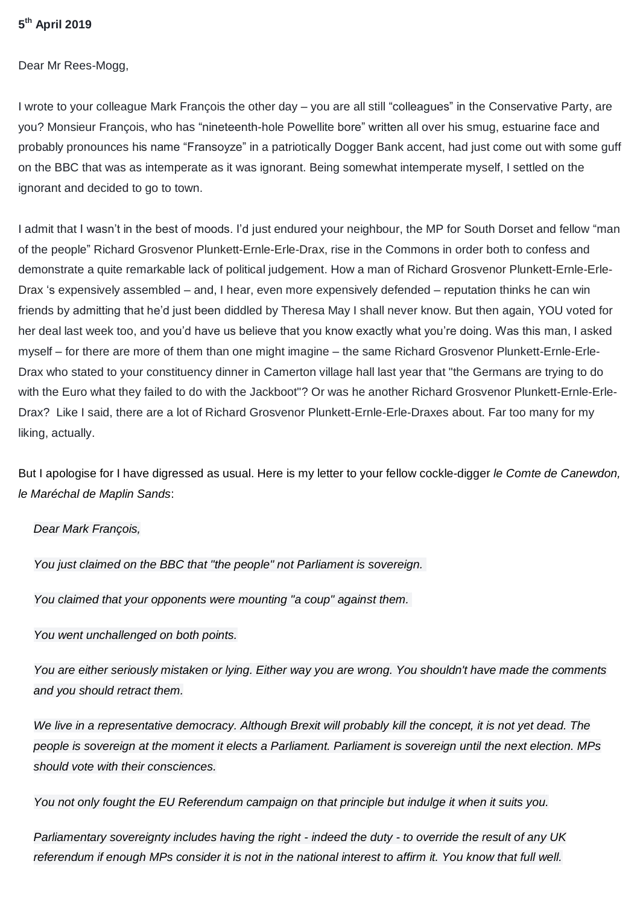**5th April 2019**

Dear Mr Rees-Mogg,

I wrote to your colleague Mark François the other day – you are all still "colleagues" in the Conservative Party, are you? Monsieur François, who has "nineteenth-hole Powellite bore" written all over his smug, estuarine face and probably pronounces his name "Fransoyze" in a patriotically Dogger Bank accent, had just come out with some guff on the BBC that was as intemperate as it was ignorant. Being somewhat intemperate myself, I settled on the ignorant and decided to go to town.

I admit that I wasn't in the best of moods. I'd just endured your neighbour, the MP for South Dorset and fellow "man of the people" Richard Grosvenor Plunkett-Ernle-Erle-Drax, rise in the Commons in order both to confess and demonstrate a quite remarkable lack of political judgement. How a man of Richard Grosvenor Plunkett-Ernle-Erle-Drax 's expensively assembled – and, I hear, even more expensively defended – reputation thinks he can win friends by admitting that he'd just been diddled by Theresa May I shall never know. But then again, YOU voted for her deal last week too, and you'd have us believe that you know exactly what you're doing. Was this man, I asked myself – for there are more of them than one might imagine – the same Richard Grosvenor Plunkett-Ernle-Erle-Drax who stated to your constituency dinner in Camerton village hall last year that "the Germans are trying to do with the Euro what they failed to do with the Jackboot"? Or was he another Richard Grosvenor Plunkett-Ernle-Erle-Drax? Like I said, there are a lot of Richard Grosvenor Plunkett-Ernle-Erle-Draxes about. Far too many for my liking, actually.

But I apologise for I have digressed as usual. Here is my letter to your fellow cockle-digger *le Comte de Canewdon, le Maréchal de Maplin Sands*:

> *Dear Mark François,*
>
> *You just claimed on the BBC that "the people" not Parliament is sovereign.*
>
> *You claimed that your opponents were mounting "a coup" against them.*
>
> *You went unchallenged on both points.*
>
> *You are either seriously mistaken or lying. Either way you are wrong. You shouldn't have made the comments and you should retract them.*
>
> *We live in a representative democracy. Although Brexit will probably kill the concept, it is not yet dead. The people is sovereign at the moment it elects a Parliament. Parliament is sovereign until the next election. MPs should vote with their consciences.*
>
> *You not only fought the EU Referendum campaign on that principle but indulge it when it suits you.*
>
> *Parliamentary sovereignty includes having the right - indeed the duty - to override the result of any UK referendum if enough MPs consider it is not in the national interest to affirm it. You know that full well.*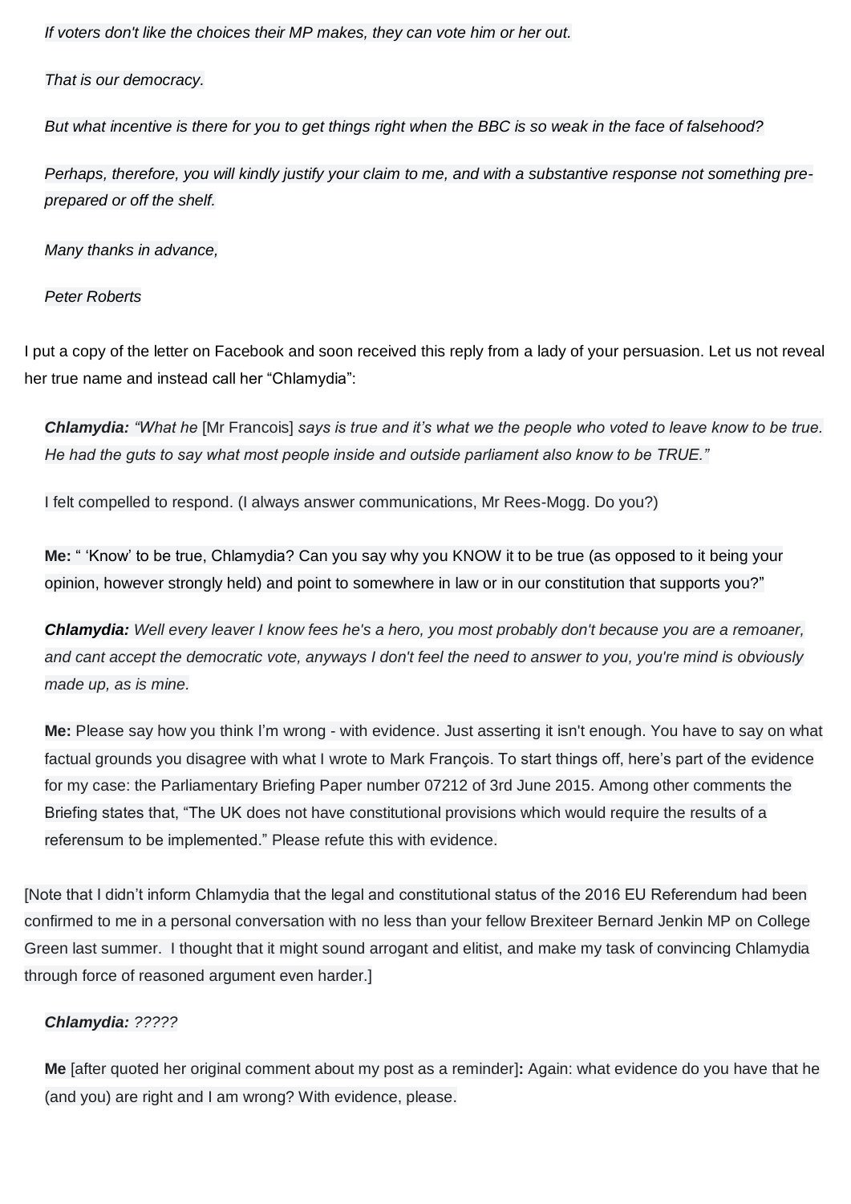*If voters don't like the choices their MP makes, they can vote him or her out.*

*That is our democracy.*

*But what incentive is there for you to get things right when the BBC is so weak in the face of falsehood?*

*Perhaps, therefore, you will kindly justify your claim to me, and with a substantive response not something pre-prepared or off the shelf.*

*Many thanks in advance,*

*Peter Roberts*

I put a copy of the letter on Facebook and soon received this reply from a lady of your persuasion. Let us not reveal her true name and instead call her "Chlamydia":

> ***Chlamydia:*** *"What he* [Mr Francois] *says is true and it's what we the people who voted to leave know to be true. He had the guts to say what most people inside and outside parliament also know to be TRUE."*
>
> I felt compelled to respond. (I always answer communications, Mr Rees-Mogg. Do you?)
>
> **Me:** " 'Know' to be true, Chlamydia? Can you say why you KNOW it to be true (as opposed to it being your opinion, however strongly held) and point to somewhere in law or in our constitution that supports you?"
>
> ***Chlamydia:*** *Well every leaver I know fees he's a hero, you most probably don't because you are a remoaner, and cant accept the democratic vote, anyways I don't feel the need to answer to you, you're mind is obviously made up, as is mine.*
>
> **Me:** Please say how you think I'm wrong - with evidence. Just asserting it isn't enough. You have to say on what factual grounds you disagree with what I wrote to Mark Françoіs. To start things off, here's part of the evidence for my case: the Parliamentary Briefing Paper number 07212 of 3rd June 2015. Among other comments the Briefing states that, "The UK does not have constitutional provisions which would require the results of a referensum to be implemented." Please refute this with evidence.

[Note that I didn't inform Chlamydia that the legal and constitutional status of the 2016 EU Referendum had been confirmed to me in a personal conversation with no less than your fellow Brexiteer Bernard Jenkin MP on College Green last summer. I thought that it might sound arrogant and elitist, and make my task of convincing Chlamydia through force of reasoned argument even harder.]

> ***Chlamydia:*** *?????*
>
> **Me** [after quoted her original comment about my post as a reminder]**:** Again: what evidence do you have that he (and you) are right and I am wrong? With evidence, please.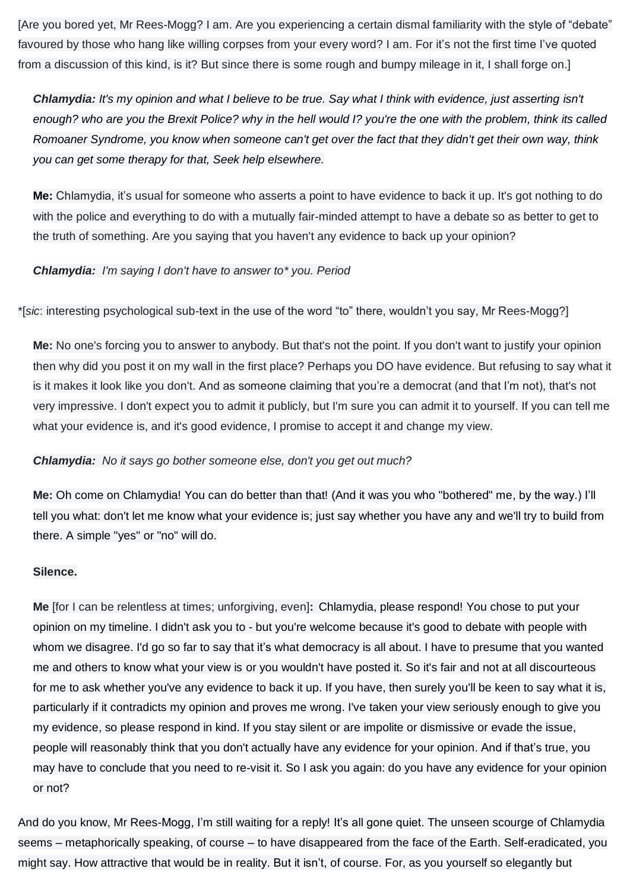[Are you bored yet, Mr Rees-Mogg? I am. Are you experiencing a certain dismal familiarity with the style of "debate" favoured by those who hang like willing corpses from your every word? I am. For it's not the first time I've quoted from a discussion of this kind, is it? But since there is some rough and bumpy mileage in it, I shall forge on.]

> ***Chlamydia:*** *It's my opinion and what I believe to be true. Say what I think with evidence, just asserting isn't enough? who are you the Brexit Police? why in the hell would I? you're the one with the problem, think its called Romoaner Syndrome, you know when someone can't get over the fact that they didn't get their own way, think you can get some therapy for that, Seek help elsewhere.*
>
> **Me:** Chlamydia, it's usual for someone who asserts a point to have evidence to back it up. It's got nothing to do with the police and everything to do with a mutually fair-minded attempt to have a debate so as better to get to the truth of something. Are you saying that you haven't any evidence to back up your opinion?
>
> ***Chlamydia:*** *I'm saying I don't have to answer to\* you. Period*

\*[*sic*: interesting psychological sub-text in the use of the word "to" there, wouldn't you say, Mr Rees-Mogg?]

> **Me:** No one's forcing you to answer to anybody. But that's not the point. If you don't want to justify your opinion then why did you post it on my wall in the first place? Perhaps you DO have evidence. But refusing to say what it is it makes it look like you don't. And as someone claiming that you're a democrat (and that I'm not), that's not very impressive. I don't expect you to admit it publicly, but I'm sure you can admit it to yourself. If you can tell me what your evidence is, and it's good evidence, I promise to accept it and change my view.
>
> ***Chlamydia:*** *No it says go bother someone else, don't you get out much?*
>
> **Me:** Oh come on Chlamydia! You can do better than that! (And it was you who "bothered" me, by the way.) I'll tell you what: don't let me know what your evidence is; just say whether you have any and we'll try to build from there. A simple "yes" or "no" will do.
>
> **Silence.**
>
> **Me** [for I can be relentless at times; unforgiving, even]**:** Chlamydia, please respond! You chose to put your opinion on my timeline. I didn't ask you to - but you're welcome because it's good to debate with people with whom we disagree. I'd go so far to say that it's what democracy is all about. I have to presume that you wanted me and others to know what your view is or you wouldn't have posted it. So it's fair and not at all discourteous for me to ask whether you've any evidence to back it up. If you have, then surely you'll be keen to say what it is, particularly if it contradicts my opinion and proves me wrong. I've taken your view seriously enough to give you my evidence, so please respond in kind. If you stay silent or are impolite or dismissive or evade the issue, people will reasonably think that you don't actually have any evidence for your opinion. And if that's true, you may have to conclude that you need to re-visit it. So I ask you again: do you have any evidence for your opinion or not?

And do you know, Mr Rees-Mogg, I'm still waiting for a reply! It's all gone quiet. The unseen scourge of Chlamydia seems – metaphorically speaking, of course – to have disappeared from the face of the Earth. Self-eradicated, you might say. How attractive that would be in reality. But it isn't, of course. For, as you yourself so elegantly but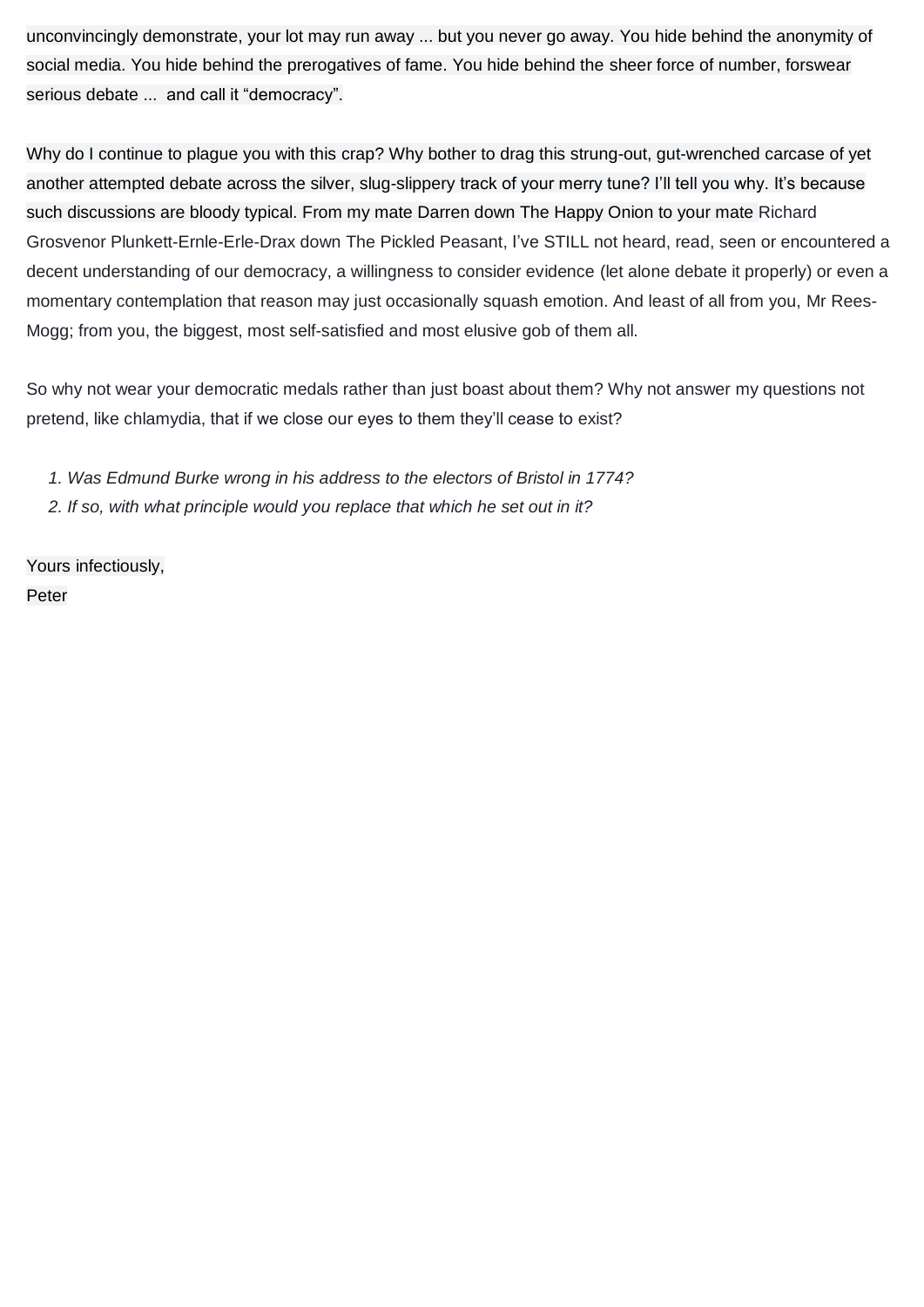unconvincingly demonstrate, your lot may run away ... but you never go away. You hide behind the anonymity of social media. You hide behind the prerogatives of fame. You hide behind the sheer force of number, forswear serious debate ... and call it "democracy".

Why do I continue to plague you with this crap? Why bother to drag this strung-out, gut-wrenched carcase of yet another attempted debate across the silver, slug-slippery track of your merry tune? I'll tell you why. It's because such discussions are bloody typical. From my mate Darren down The Happy Onion to your mate Richard Grosvenor Plunkett-Ernle-Erle-Drax down The Pickled Peasant, I've STILL not heard, read, seen or encountered a decent understanding of our democracy, a willingness to consider evidence (let alone debate it properly) or even a momentary contemplation that reason may just occasionally squash emotion. And least of all from you, Mr Rees-Mogg; from you, the biggest, most self-satisfied and most elusive gob of them all.

So why not wear your democratic medals rather than just boast about them? Why not answer my questions not pretend, like chlamydia, that if we close our eyes to them they'll cease to exist?

1. *Was Edmund Burke wrong in his address to the electors of Bristol in 1774?*
2. *If so, with what principle would you replace that which he set out in it?*

Yours infectiously,
Peter